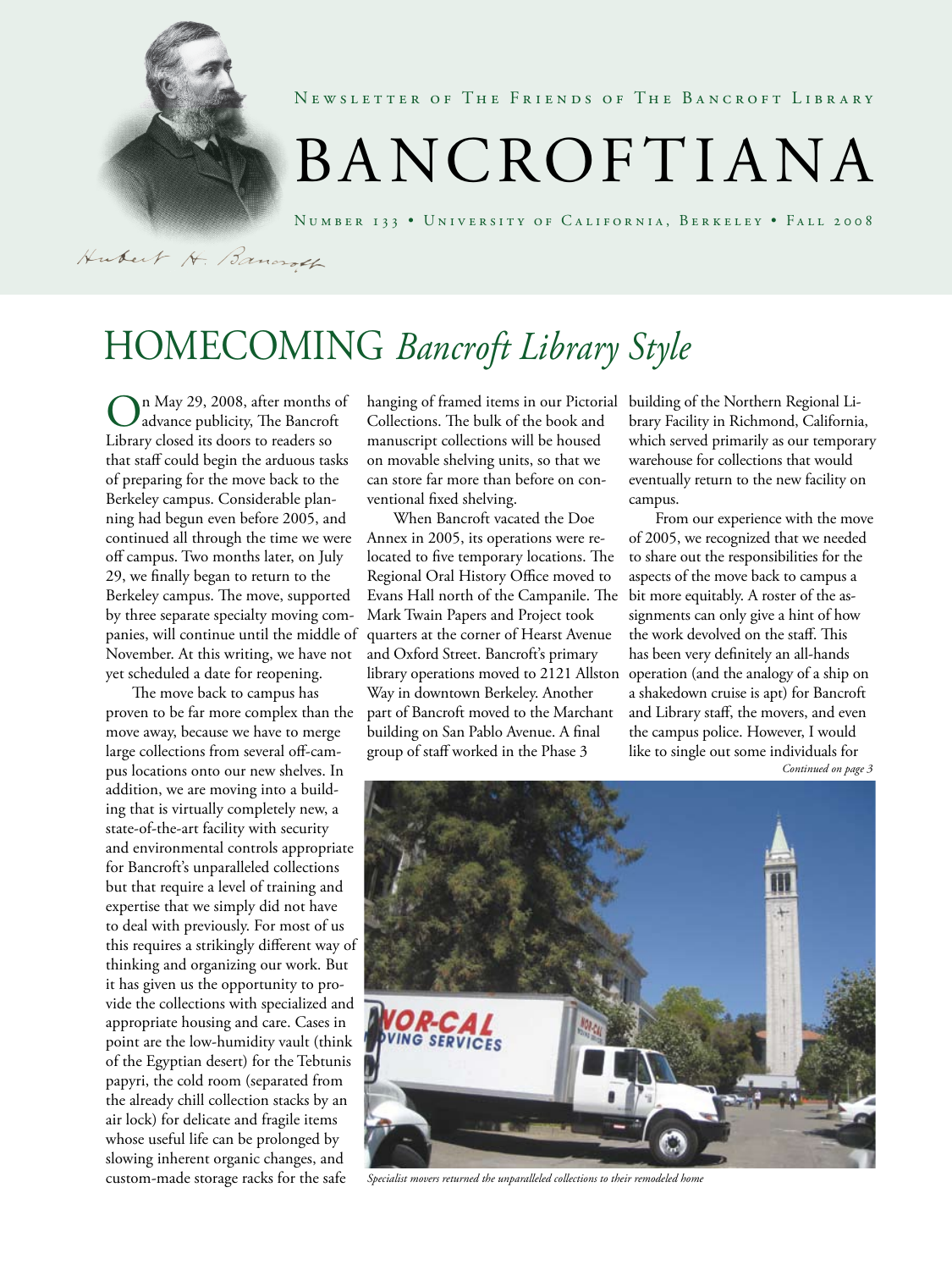Newsletter of The Friends of The Bancroft Library

# BANCROFTIANA

Number 133 • University of California, Berkeley • Fall 2008

Hubert H. Bancroft

# HOMECOMING *Bancroft Library Style*

On May 29, 2008, after months of advance publicity, The Bancroft Library closed its doors to readers so that staff could begin the arduous tasks of preparing for the move back to the Berkeley campus. Considerable planning had begun even before 2005, and continued all through the time we were off campus. Two months later, on July 29, we finally began to return to the Berkeley campus. The move, supported by three separate specialty moving companies, will continue until the middle of November. At this writing, we have not yet scheduled a date for reopening.

The move back to campus has proven to be far more complex than the move away, because we have to merge large collections from several off-campus locations onto our new shelves. In addition, we are moving into a building that is virtually completely new, a state-of-the-art facility with security and environmental controls appropriate for Bancroft's unparalleled collections but that require a level of training and expertise that we simply did not have to deal with previously. For most of us this requires a strikingly different way of thinking and organizing our work. But it has given us the opportunity to provide the collections with specialized and appropriate housing and care. Cases in point are the low-humidity vault (think of the Egyptian desert) for the Tebtunis papyri, the cold room (separated from the already chill collection stacks by an air lock) for delicate and fragile items whose useful life can be prolonged by slowing inherent organic changes, and custom-made storage racks for the safe hanging of framed items in our Pictorial Collections. The bulk of the book and manuscript collections will be housed on movable shelving units, so that we can store far more than before on conventional fixed shelving.

When Bancroft vacated the Doe Annex in 2005, its operations were relocated to five temporary locations. The Regional Oral History Office moved to Evans Hall north of the Campanile. The Mark Twain Papers and Project took quarters at the corner of Hearst Avenue and Oxford Street. Bancroft's primary library operations moved to 2121 Allston Way in downtown Berkeley. Another part of Bancroft moved to the Marchant building on San Pablo Avenue. A final group of staff worked in the Phase 3 building of the Northern Regional Library Facility in Richmond, California, which served primarily as our temporary warehouse for collections that would eventually return to the new facility on campus.

From our experience with the move of 2005, we recognized that we needed to share out the responsibilities for the aspects of the move back to campus a bit more equitably. A roster of the assignments can only give a hint of how the work devolved on the staff. This has been very definitely an all-hands operation (and the analogy of a ship on a shakedown cruise is apt) for Bancroft and Library staff, the movers, and even the campus police. However, I would like to single out some individuals for

*Continued on page 3*

*Specialist movers returned the unparalleled collections to their remodeled home*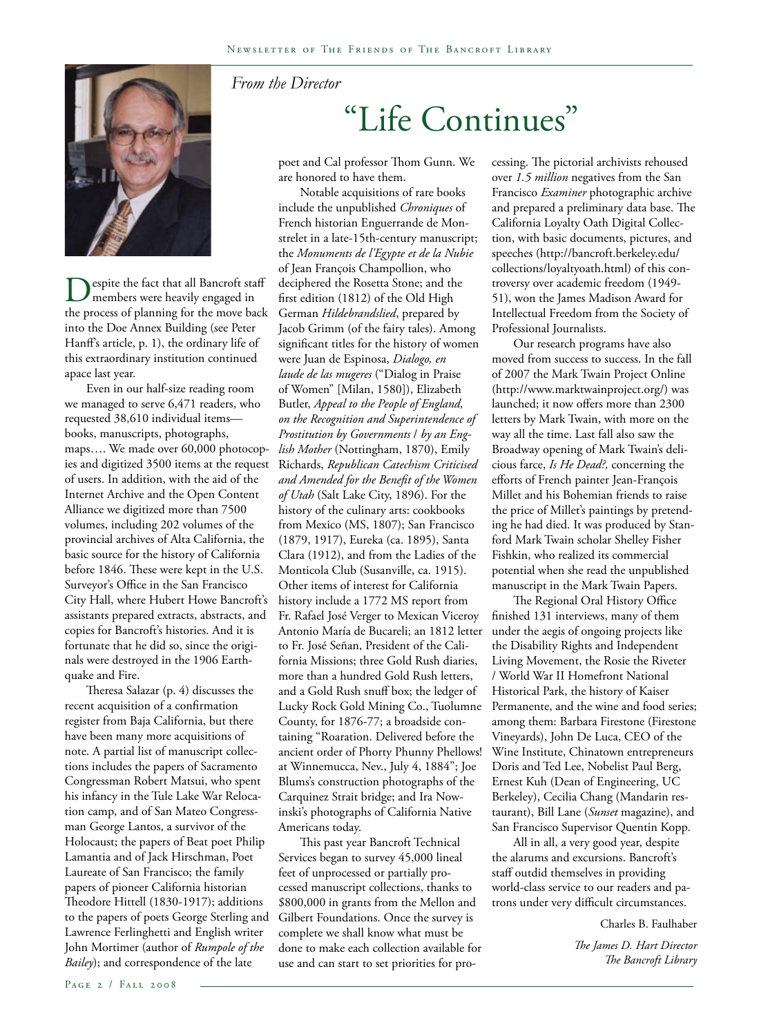*From the Director*

# "Life Continues"

Despite the fact that all Bancroft staff members were heavily engaged in the process of planning for the move back into the Doe Annex Building (see Peter Hanff's article, p. 1), the ordinary life of this extraordinary institution continued apace last year.

Even in our half-size reading room we managed to serve 6,471 readers, who requested 38,610 individual items—books, manuscripts, photographs, maps…. We made over 60,000 photocopies and digitized 3500 items at the request of users. In addition, with the aid of the Internet Archive and the Open Content Alliance we digitized more than 7500 volumes, including 202 volumes of the provincial archives of Alta California, the basic source for the history of California before 1846. These were kept in the U.S. Surveyor's Office in the San Francisco City Hall, where Hubert Howe Bancroft's assistants prepared extracts, abstracts, and copies for Bancroft's histories. And it is fortunate that he did so, since the originals were destroyed in the 1906 Earthquake and Fire.

Theresa Salazar (p. 4) discusses the recent acquisition of a confirmation register from Baja California, but there have been many more acquisitions of note. A partial list of manuscript collections includes the papers of Sacramento Congressman Robert Matsui, who spent his infancy in the Tule Lake War Relocation camp, and of San Mateo Congressman George Lantos, a survivor of the Holocaust; the papers of Beat poet Philip Lamantia and of Jack Hirschman, Poet Laureate of San Francisco; the family papers of pioneer California historian Theodore Hittell (1830-1917); additions to the papers of poets George Sterling and Lawrence Ferlinghetti and English writer John Mortimer (author of *Rumpole of the Bailey*); and correspondence of the late poet and Cal professor Thom Gunn. We are honored to have them.

Notable acquisitions of rare books include the unpublished *Chroniques* of French historian Enguerrande de Monstrelet in a late-15th-century manuscript; the *Monuments de l'Egypte et de la Nubie* of Jean François Champollion, who deciphered the Rosetta Stone; and the first edition (1812) of the Old High German *Hildebrandslied*, prepared by Jacob Grimm (of the fairy tales). Among significant titles for the history of women were Juan de Espinosa, *Dialogo, en laude de las mugeres* ("Dialog in Praise of Women" [Milan, 1580]), Elizabeth Butler, *Appeal to the People of England, on the Recognition and Superintendence of Prostitution by Governments / by an English Mother* (Nottingham, 1870), Emily Richards, *Republican Catechism Criticised and Amended for the Benefit of the Women of Utah* (Salt Lake City, 1896). For the history of the culinary arts: cookbooks from Mexico (MS, 1807); San Francisco (1879, 1917), Eureka (ca. 1895), Santa Clara (1912), and from the Ladies of the Monticola Club (Susanville, ca. 1915). Other items of interest for California history include a 1772 MS report from Fr. Rafael José Verger to Mexican Viceroy Antonio María de Bucareli; an 1812 letter to Fr. José Señan, President of the California Missions; three Gold Rush diaries, more than a hundred Gold Rush letters, and a Gold Rush snuff box; the ledger of Lucky Rock Gold Mining Co., Tuolumne County, for 1876-77; a broadside containing "Roaration. Delivered before the ancient order of Phorty Phunny Phellows! at Winnemucca, Nev., July 4, 1884"; Joe Blums's construction photographs of the Carquinez Strait bridge; and Ira Nowinski's photographs of California Native Americans today.

This past year Bancroft Technical Services began to survey 45,000 lineal feet of unprocessed or partially processed manuscript collections, thanks to $800,000 in grants from the Mellon and Gilbert Foundations. Once the survey is complete we shall know what must be done to make each collection available for use and can start to set priorities for processing. The pictorial archivists rehoused over *1.5 million* negatives from the San Francisco *Examiner* photographic archive and prepared a preliminary data base. The California Loyalty Oath Digital Collection, with basic documents, pictures, and speeches (http://bancroft.berkeley.edu/collections/loyaltyoath.html) of this controversy over academic freedom (1949-51), won the James Madison Award for Intellectual Freedom from the Society of Professional Journalists.

Our research programs have also moved from success to success. In the fall of 2007 the Mark Twain Project Online (http://www.marktwainproject.org/) was launched; it now offers more than 2300 letters by Mark Twain, with more on the way all the time. Last fall also saw the Broadway opening of Mark Twain's delicious farce, *Is He Dead?,* concerning the efforts of French painter Jean-François Millet and his Bohemian friends to raise the price of Millet's paintings by pretending he had died. It was produced by Stanford Mark Twain scholar Shelley Fisher Fishkin, who realized its commercial potential when she read the unpublished manuscript in the Mark Twain Papers.

The Regional Oral History Office finished 131 interviews, many of them under the aegis of ongoing projects like the Disability Rights and Independent Living Movement, the Rosie the Riveter / World War II Homefront National Historical Park, the history of Kaiser Permanente, and the wine and food series; among them: Barbara Firestone (Firestone Vineyards), John De Luca, CEO of the Wine Institute, Chinatown entrepreneurs Doris and Ted Lee, Nobelist Paul Berg, Ernest Kuh (Dean of Engineering, UC Berkeley), Cecilia Chang (Mandarin restaurant), Bill Lane (*Sunset* magazine), and San Francisco Supervisor Quentin Kopp.

All in all, a very good year, despite the alarums and excursions. Bancroft's staff outdid themselves in providing world-class service to our readers and patrons under very difficult circumstances.

Charles B. Faulhaber

*The James D. Hart Director*
*The Bancroft Library*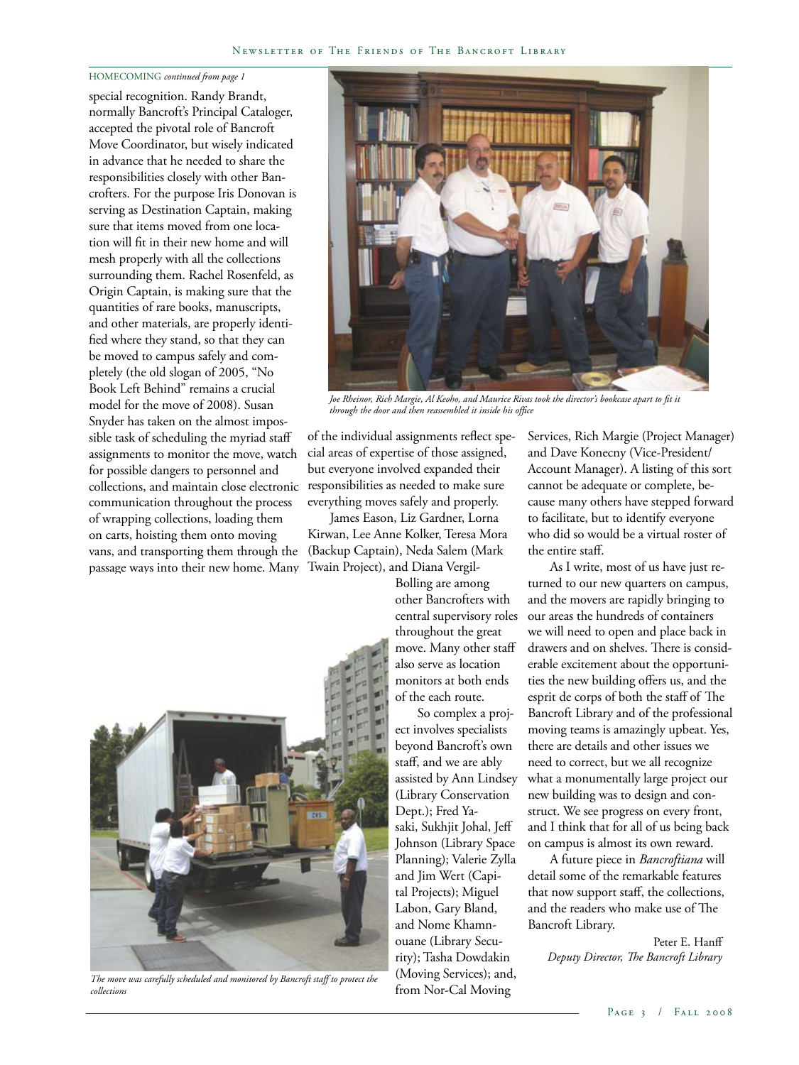HOMECOMING *continued from page 1*

special recognition. Randy Brandt, normally Bancroft's Principal Cataloger, accepted the pivotal role of Bancroft Move Coordinator, but wisely indicated in advance that he needed to share the responsibilities closely with other Bancrofters. For the purpose Iris Donovan is serving as Destination Captain, making sure that items moved from one location will fit in their new home and will mesh properly with all the collections surrounding them. Rachel Rosenfeld, as Origin Captain, is making sure that the quantities of rare books, manuscripts, and other materials, are properly identified where they stand, so that they can be moved to campus safely and completely (the old slogan of 2005, "No Book Left Behind" remains a crucial model for the move of 2008). Susan Snyder has taken on the almost impossible task of scheduling the myriad staff assignments to monitor the move, watch for possible dangers to personnel and collections, and maintain close electronic communication throughout the process of wrapping collections, loading them on carts, hoisting them onto moving vans, and transporting them through the passage ways into their new home. Many of the individual assignments reflect special areas of expertise of those assigned, but everyone involved expanded their responsibilities as needed to make sure everything moves safely and properly.

*Joe Rheinor, Rich Margie, Al Keoho, and Maurice Rivas took the director's bookcase apart to fit it through the door and then reassembled it inside his office*

James Eason, Liz Gardner, Lorna Kirwan, Lee Anne Kolker, Teresa Mora (Backup Captain), Neda Salem (Mark Twain Project), and Diana Vergil-Bolling are among other Bancrofters with central supervisory roles throughout the great move. Many other staff also serve as location monitors at both ends of the each route.

So complex a project involves specialists beyond Bancroft's own staff, and we are ably assisted by Ann Lindsey (Library Conservation Dept.); Fred Yasaki, Sukhjit Johal, Jeff Johnson (Library Space Planning); Valerie Zylla and Jim Wert (Capital Projects); Miguel Labon, Gary Bland, and Nome Khamnouane (Library Security); Tasha Dowdakin (Moving Services); and, from Nor-Cal Moving Services, Rich Margie (Project Manager) and Dave Konecny (Vice-President/Account Manager). A listing of this sort cannot be adequate or complete, because many others have stepped forward to facilitate, but to identify everyone who did so would be a virtual roster of the entire staff.

*The move was carefully scheduled and monitored by Bancroft staff to protect the collections*

As I write, most of us have just returned to our new quarters on campus, and the movers are rapidly bringing to our areas the hundreds of containers we will need to open and place back in drawers and on shelves. There is considerable excitement about the opportunities the new building offers us, and the esprit de corps of both the staff of The Bancroft Library and of the professional moving teams is amazingly upbeat. Yes, there are details and other issues we need to correct, but we all recognize what a monumentally large project our new building was to design and construct. We see progress on every front, and I think that for all of us being back on campus is almost its own reward.

A future piece in *Bancroftiana* will detail some of the remarkable features that now support staff, the collections, and the readers who make use of The Bancroft Library.

Peter E. Hanff
*Deputy Director, The Bancroft Library*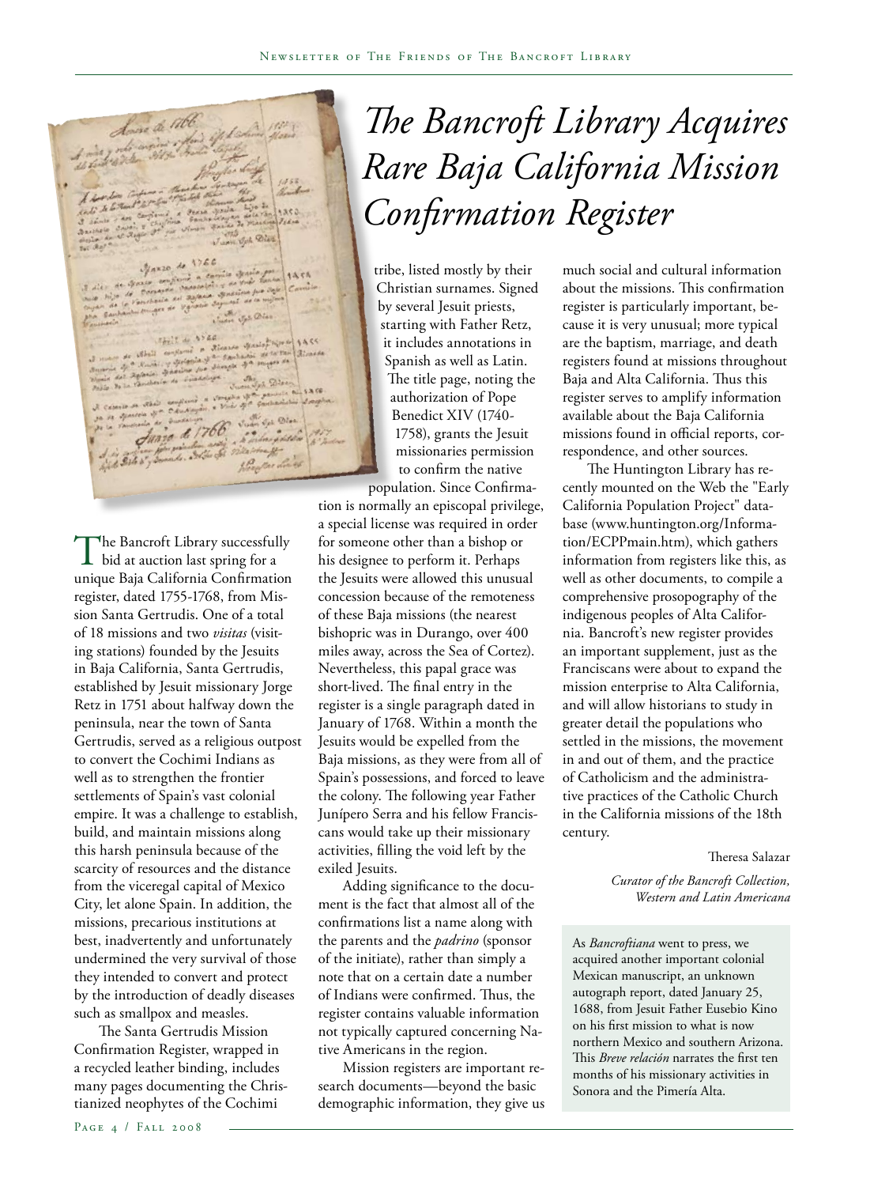# The Bancroft Library Acquires Rare Baja California Mission Confirmation Register

The Bancroft Library successfully bid at auction last spring for a unique Baja California Confirmation register, dated 1755-1768, from Mission Santa Gertrudis. One of a total of 18 missions and two *visitas* (visiting stations) founded by the Jesuits in Baja California, Santa Gertrudis, established by Jesuit missionary Jorge Retz in 1751 about halfway down the peninsula, near the town of Santa Gertrudis, served as a religious outpost to convert the Cochimi Indians as well as to strengthen the frontier settlements of Spain's vast colonial empire. It was a challenge to establish, build, and maintain missions along this harsh peninsula because of the scarcity of resources and the distance from the viceregal capital of Mexico City, let alone Spain. In addition, the missions, precarious institutions at best, inadvertently and unfortunately undermined the very survival of those they intended to convert and protect by the introduction of deadly diseases such as smallpox and measles.

The Santa Gertrudis Mission Confirmation Register, wrapped in a recycled leather binding, includes many pages documenting the Christianized neophytes of the Cochimi tribe, listed mostly by their Christian surnames. Signed by several Jesuit priests, starting with Father Retz, it includes annotations in Spanish as well as Latin. The title page, noting the authorization of Pope Benedict XIV (1740-1758), grants the Jesuit missionaries permission to confirm the native population. Since Confirmation is normally an episcopal privilege, a special license was required in order for someone other than a bishop or his designee to perform it. Perhaps the Jesuits were allowed this unusual concession because of the remoteness of these Baja missions (the nearest bishopric was in Durango, over 400 miles away, across the Sea of Cortez). Nevertheless, this papal grace was short-lived. The final entry in the register is a single paragraph dated in January of 1768. Within a month the Jesuits would be expelled from the Baja missions, as they were from all of Spain's possessions, and forced to leave the colony. The following year Father Junípero Serra and his fellow Franciscans would take up their missionary activities, filling the void left by the exiled Jesuits.

Adding significance to the document is the fact that almost all of the confirmations list a name along with the parents and the *padrino* (sponsor of the initiate), rather than simply a note that on a certain date a number of Indians were confirmed. Thus, the register contains valuable information not typically captured concerning Native Americans in the region.

Mission registers are important research documents—beyond the basic demographic information, they give us much social and cultural information about the missions. This confirmation register is particularly important, because it is very unusual; more typical are the baptism, marriage, and death registers found at missions throughout Baja and Alta California. Thus this register serves to amplify information available about the Baja California missions found in official reports, correspondence, and other sources.

The Huntington Library has recently mounted on the Web the "Early California Population Project" database (www.huntington.org/Information/ECPPmain.htm), which gathers information from registers like this, as well as other documents, to compile a comprehensive prosopography of the indigenous peoples of Alta California. Bancroft's new register provides an important supplement, just as the Franciscans were about to expand the mission enterprise to Alta California, and will allow historians to study in greater detail the populations who settled in the missions, the movement in and out of them, and the practice of Catholicism and the administrative practices of the Catholic Church in the California missions of the 18th century.

Theresa Salazar

*Curator of the Bancroft Collection, Western and Latin Americana*

As *Bancroftiana* went to press, we acquired another important colonial Mexican manuscript, an unknown autograph report, dated January 25, 1688, from Jesuit Father Eusebio Kino on his first mission to what is now northern Mexico and southern Arizona. This *Breve relación* narrates the first ten months of his missionary activities in Sonora and the Pimería Alta.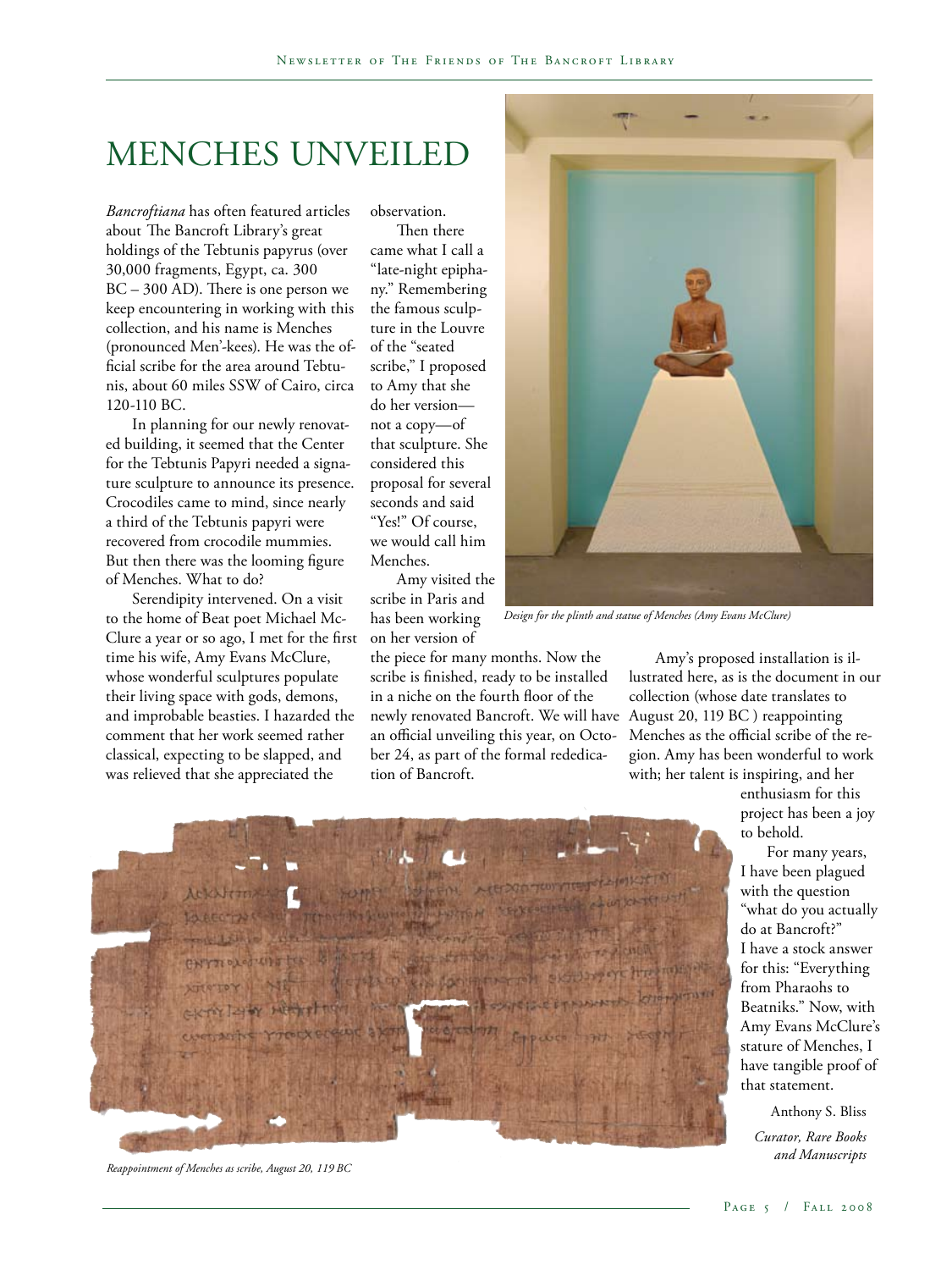# MENCHES UNVEILED

*Bancroftiana* has often featured articles about The Bancroft Library's great holdings of the Tebtunis papyrus (over 30,000 fragments, Egypt, ca. 300 BC – 300 AD). There is one person we keep encountering in working with this collection, and his name is Menches (pronounced Men'-kees). He was the official scribe for the area around Tebtunis, about 60 miles SSW of Cairo, circa 120-110 BC.

In planning for our newly renovated building, it seemed that the Center for the Tebtunis Papyri needed a signature sculpture to announce its presence. Crocodiles came to mind, since nearly a third of the Tebtunis papyri were recovered from crocodile mummies. But then there was the looming figure of Menches. What to do?

Serendipity intervened. On a visit to the home of Beat poet Michael McClure a year or so ago, I met for the first time his wife, Amy Evans McClure, whose wonderful sculptures populate their living space with gods, demons, and improbable beasties. I hazarded the comment that her work seemed rather classical, expecting to be slapped, and was relieved that she appreciated the observation.

Then there came what I call a "late-night epiphany." Remembering the famous sculpture in the Louvre of the "seated scribe," I proposed to Amy that she do her version—not a copy—of that sculpture. She considered this proposal for several seconds and said "Yes!" Of course, we would call him Menches.

Amy visited the scribe in Paris and has been working on her version of the piece for many months. Now the scribe is finished, ready to be installed in a niche on the fourth floor of the newly renovated Bancroft. We will have an official unveiling this year, on October 24, as part of the formal rededication of Bancroft.

*Design for the plinth and statue of Menches (Amy Evans McClure)*

Amy's proposed installation is illustrated here, as is the document in our collection (whose date translates to August 20, 119 BC ) reappointing Menches as the official scribe of the region. Amy has been wonderful to work with; her talent is inspiring, and her enthusiasm for this project has been a joy to behold.

For many years, I have been plagued with the question "what do you actually do at Bancroft?" I have a stock answer for this: "Everything from Pharaohs to Beatniks." Now, with Amy Evans McClure's stature of Menches, I have tangible proof of that statement.

Anthony S. Bliss

*Curator, Rare Books and Manuscripts*

*Reappointment of Menches as scribe, August 20, 119 BC*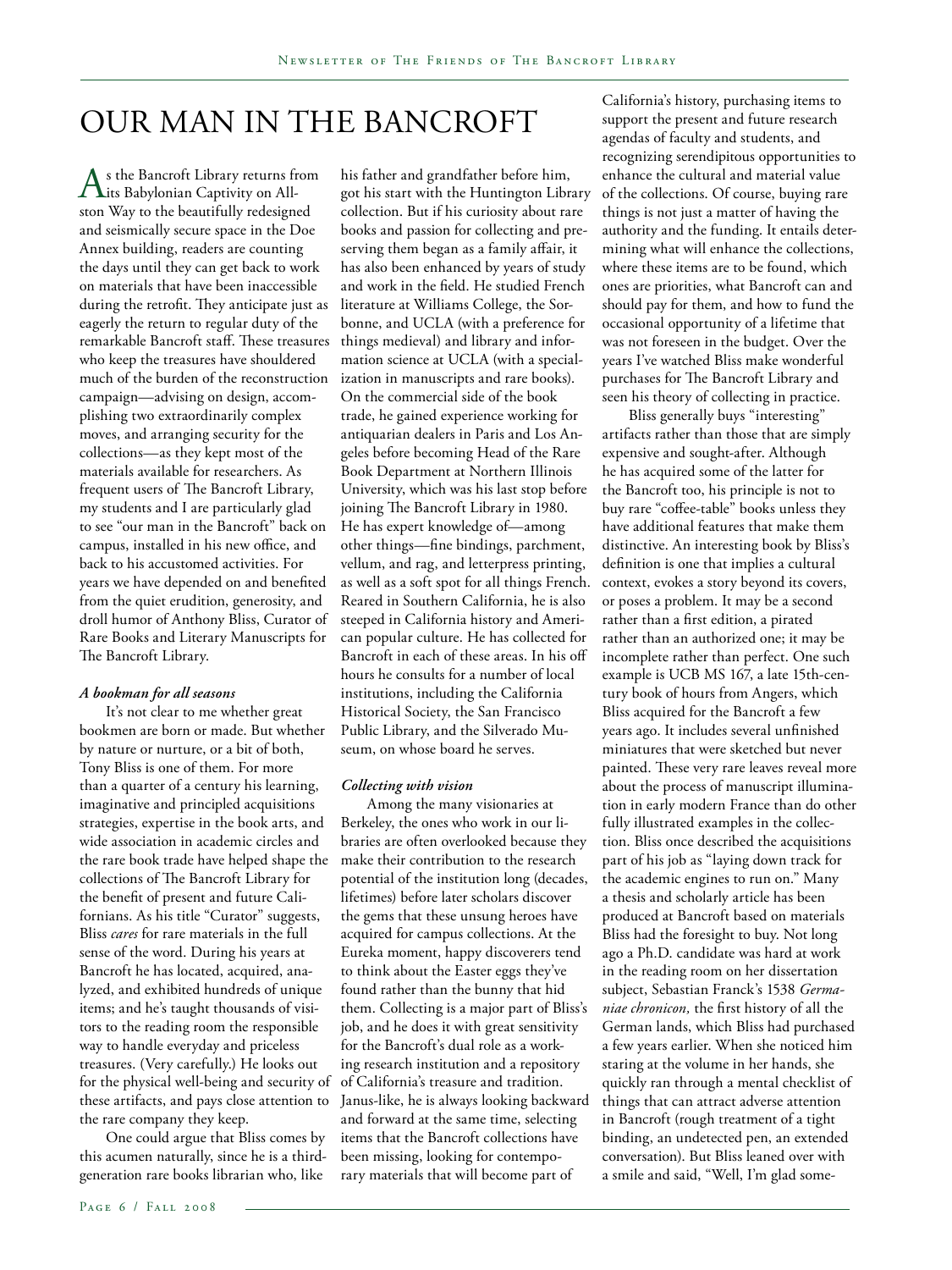# OUR MAN IN THE BANCROFT

As the Bancroft Library returns from its Babylonian Captivity on Allston Way to the beautifully redesigned and seismically secure space in the Doe Annex building, readers are counting the days until they can get back to work on materials that have been inaccessible during the retrofit. They anticipate just as eagerly the return to regular duty of the remarkable Bancroft staff. These treasures who keep the treasures have shouldered much of the burden of the reconstruction campaign—advising on design, accomplishing two extraordinarily complex moves, and arranging security for the collections—as they kept most of the materials available for researchers. As frequent users of The Bancroft Library, my students and I are particularly glad to see "our man in the Bancroft" back on campus, installed in his new office, and back to his accustomed activities. For years we have depended on and benefited from the quiet erudition, generosity, and droll humor of Anthony Bliss, Curator of Rare Books and Literary Manuscripts for The Bancroft Library.

### *A bookman for all seasons*

It's not clear to me whether great bookmen are born or made. But whether by nature or nurture, or a bit of both, Tony Bliss is one of them. For more than a quarter of a century his learning, imaginative and principled acquisitions strategies, expertise in the book arts, and wide association in academic circles and the rare book trade have helped shape the collections of The Bancroft Library for the benefit of present and future Californians. As his title "Curator" suggests, Bliss *cares* for rare materials in the full sense of the word. During his years at Bancroft he has located, acquired, analyzed, and exhibited hundreds of unique items; and he's taught thousands of visitors to the reading room the responsible way to handle everyday and priceless treasures. (Very carefully.) He looks out for the physical well-being and security of these artifacts, and pays close attention to the rare company they keep.

One could argue that Bliss comes by this acumen naturally, since he is a third-generation rare books librarian who, like his father and grandfather before him, got his start with the Huntington Library collection. But if his curiosity about rare books and passion for collecting and preserving them began as a family affair, it has also been enhanced by years of study and work in the field. He studied French literature at Williams College, the Sorbonne, and UCLA (with a preference for things medieval) and library and information science at UCLA (with a specialization in manuscripts and rare books). On the commercial side of the book trade, he gained experience working for antiquarian dealers in Paris and Los Angeles before becoming Head of the Rare Book Department at Northern Illinois University, which was his last stop before joining The Bancroft Library in 1980. He has expert knowledge of—among other things—fine bindings, parchment, vellum, and rag, and letterpress printing, as well as a soft spot for all things French. Reared in Southern California, he is also steeped in California history and American popular culture. He has collected for Bancroft in each of these areas. In his off hours he consults for a number of local institutions, including the California Historical Society, the San Francisco Public Library, and the Silverado Museum, on whose board he serves.

### *Collecting with vision*

Among the many visionaries at Berkeley, the ones who work in our libraries are often overlooked because they make their contribution to the research potential of the institution long (decades, lifetimes) before later scholars discover the gems that these unsung heroes have acquired for campus collections. At the Eureka moment, happy discoverers tend to think about the Easter eggs they've found rather than the bunny that hid them. Collecting is a major part of Bliss's job, and he does it with great sensitivity for the Bancroft's dual role as a working research institution and a repository of California's treasure and tradition. Janus-like, he is always looking backward and forward at the same time, selecting items that the Bancroft collections have been missing, looking for contemporary materials that will become part of California's history, purchasing items to support the present and future research agendas of faculty and students, and recognizing serendipitous opportunities to enhance the cultural and material value of the collections. Of course, buying rare things is not just a matter of having the authority and the funding. It entails determining what will enhance the collections, where these items are to be found, which ones are priorities, what Bancroft can and should pay for them, and how to fund the occasional opportunity of a lifetime that was not foreseen in the budget. Over the years I've watched Bliss make wonderful purchases for The Bancroft Library and seen his theory of collecting in practice.

Bliss generally buys "interesting" artifacts rather than those that are simply expensive and sought-after. Although he has acquired some of the latter for the Bancroft too, his principle is not to buy rare "coffee-table" books unless they have additional features that make them distinctive. An interesting book by Bliss's definition is one that implies a cultural context, evokes a story beyond its covers, or poses a problem. It may be a second rather than a first edition, a pirated rather than an authorized one; it may be incomplete rather than perfect. One such example is UCB MS 167, a late 15th-century book of hours from Angers, which Bliss acquired for the Bancroft a few years ago. It includes several unfinished miniatures that were sketched but never painted. These very rare leaves reveal more about the process of manuscript illumination in early modern France than do other fully illustrated examples in the collection. Bliss once described the acquisitions part of his job as "laying down track for the academic engines to run on." Many a thesis and scholarly article has been produced at Bancroft based on materials Bliss had the foresight to buy. Not long ago a Ph.D. candidate was hard at work in the reading room on her dissertation subject, Sebastian Franck's 1538 *Germaniae chronicon,* the first history of all the German lands, which Bliss had purchased a few years earlier. When she noticed him staring at the volume in her hands, she quickly ran through a mental checklist of things that can attract adverse attention in Bancroft (rough treatment of a tight binding, an undetected pen, an extended conversation). But Bliss leaned over with a smile and said, "Well, I'm glad some-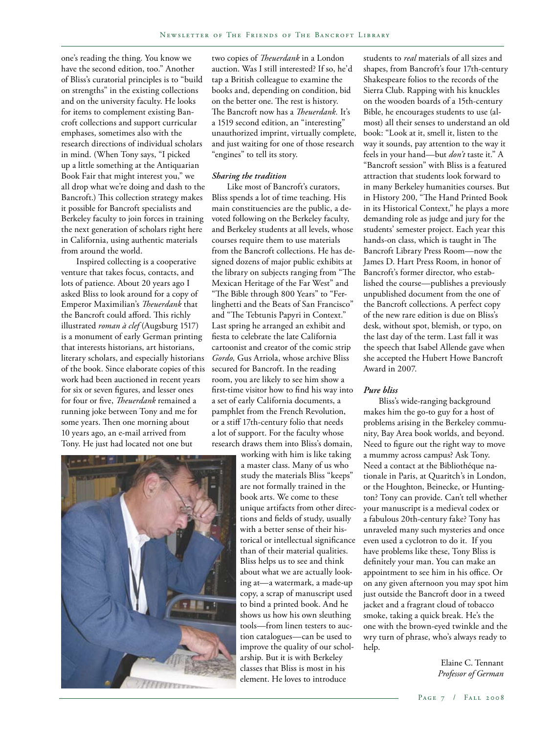one's reading the thing. You know we have the second edition, too." Another of Bliss's curatorial principles is to "build on strengths" in the existing collections and on the university faculty. He looks for items to complement existing Bancroft collections and support curricular emphases, sometimes also with the research directions of individual scholars in mind. (When Tony says, "I picked up a little something at the Antiquarian Book Fair that might interest you," we all drop what we're doing and dash to the Bancroft.) This collection strategy makes it possible for Bancroft specialists and Berkeley faculty to join forces in training the next generation of scholars right here in California, using authentic materials from around the world.

Inspired collecting is a cooperative venture that takes focus, contacts, and lots of patience. About 20 years ago I asked Bliss to look around for a copy of Emperor Maximilian's *Theuerdank* that the Bancroft could afford. This richly illustrated *roman à clef* (Augsburg 1517) is a monument of early German printing that interests historians, art historians, literary scholars, and especially historians of the book. Since elaborate copies of this work had been auctioned in recent years for six or seven figures, and lesser ones for four or five, *Theuerdank* remained a running joke between Tony and me for some years. Then one morning about 10 years ago, an e-mail arrived from Tony. He just had located not one but two copies of *Theuerdank* in a London auction. Was I still interested? If so, he'd tap a British colleague to examine the books and, depending on condition, bid on the better one. The rest is history. The Bancroft now has a *Theuerdank.* It's a 1519 second edition, an "interesting" unauthorized imprint, virtually complete, and just waiting for one of those research "engines" to tell its story.

### *Sharing the tradition*

Like most of Bancroft's curators, Bliss spends a lot of time teaching. His main constituencies are the public, a devoted following on the Berkeley faculty, and Berkeley students at all levels, whose courses require them to use materials from the Bancroft collections. He has designed dozens of major public exhibits at the library on subjects ranging from "The Mexican Heritage of the Far West" and "The Bible through 800 Years" to "Ferlinghetti and the Beats of San Francisco" and "The Tebtunis Papyri in Context." Last spring he arranged an exhibit and fiesta to celebrate the late California cartoonist and creator of the comic strip *Gordo,* Gus Arriola, whose archive Bliss secured for Bancroft. In the reading room, you are likely to see him show a first-time visitor how to find his way into a set of early California documents, a pamphlet from the French Revolution, or a stiff 17th-century folio that needs a lot of support. For the faculty whose research draws them into Bliss's domain, working with him is like taking a master class. Many of us who study the materials Bliss "keeps" are not formally trained in the book arts. We come to these unique artifacts from other directions and fields of study, usually with a better sense of their historical or intellectual significance than of their material qualities. Bliss helps us to see and think about what we are actually looking at—a watermark, a made-up copy, a scrap of manuscript used to bind a printed book. And he shows us how his own sleuthing tools—from linen testers to auction catalogues—can be used to improve the quality of our scholarship. But it is with Berkeley classes that Bliss is most in his element. He loves to introduce students to *real* materials of all sizes and shapes, from Bancroft's four 17th-century Shakespeare folios to the records of the Sierra Club. Rapping with his knuckles on the wooden boards of a 15th-century Bible, he encourages students to use (almost) all their senses to understand an old book: "Look at it, smell it, listen to the way it sounds, pay attention to the way it feels in your hand—but *don't* taste it." A "Bancroft session" with Bliss is a featured attraction that students look forward to in many Berkeley humanities courses. But in History 200, "The Hand Printed Book in its Historical Context," he plays a more demanding role as judge and jury for the students' semester project. Each year this hands-on class, which is taught in The Bancroft Library Press Room—now the James D. Hart Press Room, in honor of Bancroft's former director, who established the course—publishes a previously unpublished document from the one of the Bancroft collections. A perfect copy of the new rare edition is due on Bliss's desk, without spot, blemish, or typo, on the last day of the term. Last fall it was the speech that Isabel Allende gave when she accepted the Hubert Howe Bancroft Award in 2007.

### *Pure bliss*

Bliss's wide-ranging background makes him the go-to guy for a host of problems arising in the Berkeley community, Bay Area book worlds, and beyond. Need to figure out the right way to move a mummy across campus? Ask Tony. Need a contact at the Bibliothéque nationale in Paris, at Quaritch's in London, or the Houghton, Beinecke, or Huntington? Tony can provide. Can't tell whether your manuscript is a medieval codex or a fabulous 20th-century fake? Tony has unraveled many such mysteries and once even used a cyclotron to do it. If you have problems like these, Tony Bliss is definitely your man. You can make an appointment to see him in his office. Or on any given afternoon you may spot him just outside the Bancroft door in a tweed jacket and a fragrant cloud of tobacco smoke, taking a quick break. He's the one with the brown-eyed twinkle and the wry turn of phrase, who's always ready to help.

Elaine C. Tennant
*Professor of German*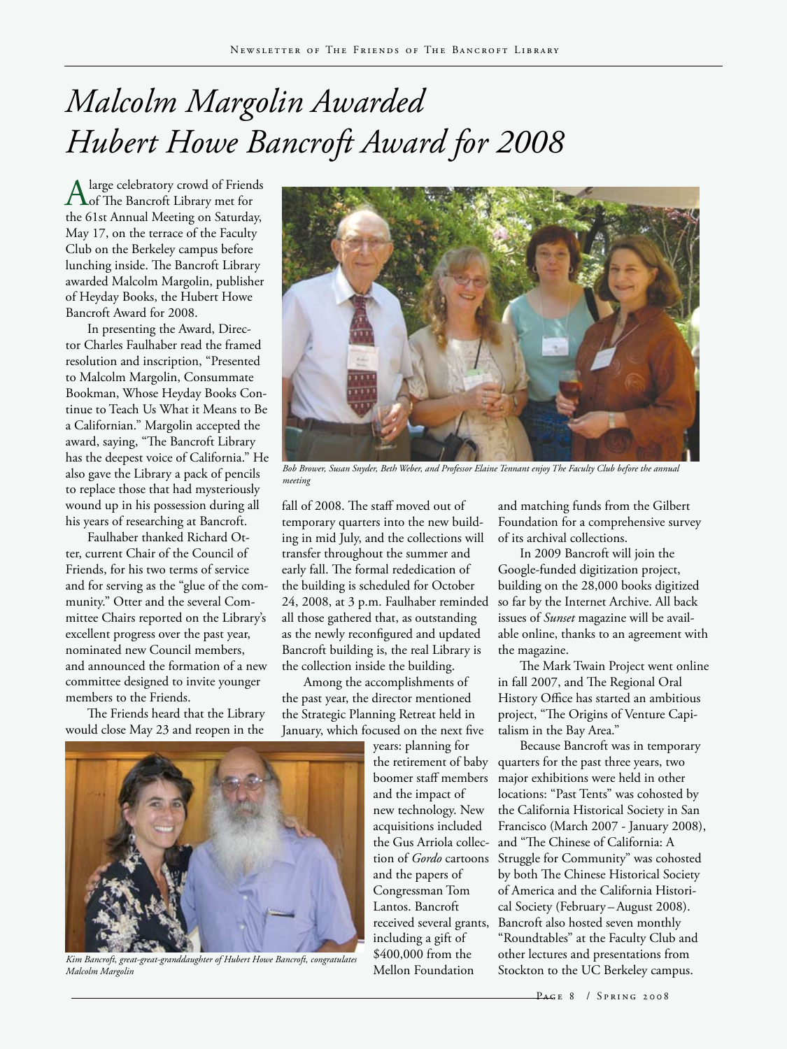# Malcolm Margolin Awarded Hubert Howe Bancroft Award for 2008

A large celebratory crowd of Friends of The Bancroft Library met for the 61st Annual Meeting on Saturday, May 17, on the terrace of the Faculty Club on the Berkeley campus before lunching inside. The Bancroft Library awarded Malcolm Margolin, publisher of Heyday Books, the Hubert Howe Bancroft Award for 2008.

In presenting the Award, Director Charles Faulhaber read the framed resolution and inscription, "Presented to Malcolm Margolin, Consummate Bookman, Whose Heyday Books Continue to Teach Us What it Means to Be a Californian." Margolin accepted the award, saying, "The Bancroft Library has the deepest voice of California." He also gave the Library a pack of pencils to replace those that had mysteriously wound up in his possession during all his years of researching at Bancroft.

Faulhaber thanked Richard Otter, current Chair of the Council of Friends, for his two terms of service and for serving as the "glue of the community." Otter and the several Committee Chairs reported on the Library's excellent progress over the past year, nominated new Council members, and announced the formation of a new committee designed to invite younger members to the Friends.

The Friends heard that the Library would close May 23 and reopen in the fall of 2008. The staff moved out of temporary quarters into the new building in mid July, and the collections will transfer throughout the summer and early fall. The formal rededication of the building is scheduled for October 24, 2008, at 3 p.m. Faulhaber reminded all those gathered that, as outstanding as the newly reconfigured and updated Bancroft building is, the real Library is the collection inside the building.

*Bob Brower, Susan Snyder, Beth Weber, and Professor Elaine Tennant enjoy The Faculty Club before the annual meeting*

Among the accomplishments of the past year, the director mentioned the Strategic Planning Retreat held in January, which focused on the next five years: planning for the retirement of baby boomer staff members and the impact of new technology. New acquisitions included the Gus Arriola collection of *Gordo* cartoons and the papers of Congressman Tom Lantos. Bancroft received several grants, including a gift of $400,000 from the Mellon Foundation and matching funds from the Gilbert Foundation for a comprehensive survey of its archival collections.

*Kim Bancroft, great-great-granddaughter of Hubert Howe Bancroft, congratulates Malcolm Margolin*

In 2009 Bancroft will join the Google-funded digitization project, building on the 28,000 books digitized so far by the Internet Archive. All back issues of *Sunset* magazine will be available online, thanks to an agreement with the magazine.

The Mark Twain Project went online in fall 2007, and The Regional Oral History Office has started an ambitious project, "The Origins of Venture Capitalism in the Bay Area."

Because Bancroft was in temporary quarters for the past three years, two major exhibitions were held in other locations: "Past Tents" was cohosted by the California Historical Society in San Francisco (March 2007 - January 2008), and "The Chinese of California: A Struggle for Community" was cohosted by both The Chinese Historical Society of America and the California Historical Society (February – August 2008). Bancroft also hosted seven monthly "Roundtables" at the Faculty Club and other lectures and presentations from Stockton to the UC Berkeley campus.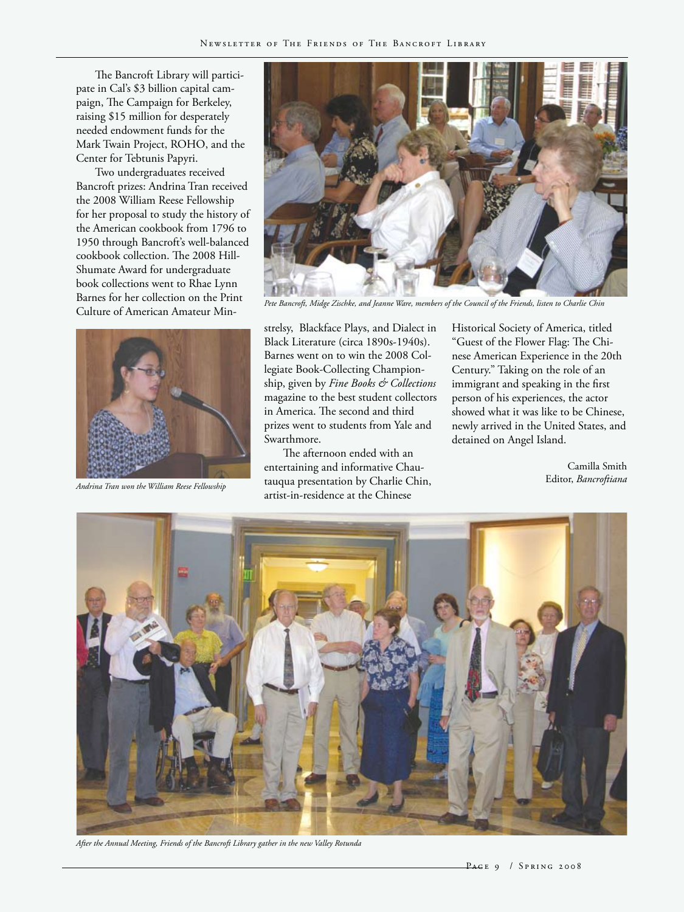The Bancroft Library will participate in Cal's $3 billion capital campaign, The Campaign for Berkeley, raising $15 million for desperately needed endowment funds for the Mark Twain Project, ROHO, and the Center for Tebtunis Papyri.

Two undergraduates received Bancroft prizes: Andrina Tran received the 2008 William Reese Fellowship for her proposal to study the history of the American cookbook from 1796 to 1950 through Bancroft's well-balanced cookbook collection. The 2008 Hill-Shumate Award for undergraduate book collections went to Rhae Lynn Barnes for her collection on the Print Culture of American Amateur Minstrelsy, Blackface Plays, and Dialect in Black Literature (circa 1890s-1940s). Barnes went on to win the 2008 Collegiate Book-Collecting Championship, given by *Fine Books & Collections* magazine to the best student collectors in America. The second and third prizes went to students from Yale and Swarthmore.

*Andrina Tran won the William Reese Fellowship*

*Pete Bancroft, Midge Zischke, and Jeanne Ware, members of the Council of the Friends, listen to Charlie Chin*

The afternoon ended with an entertaining and informative Chautauqua presentation by Charlie Chin, artist-in-residence at the Chinese Historical Society of America, titled "Guest of the Flower Flag: The Chinese American Experience in the 20th Century." Taking on the role of an immigrant and speaking in the first person of his experiences, the actor showed what it was like to be Chinese, newly arrived in the United States, and detained on Angel Island.

Camilla Smith
Editor, *Bancroftiana*

*After the Annual Meeting, Friends of the Bancroft Library gather in the new Valley Rotunda*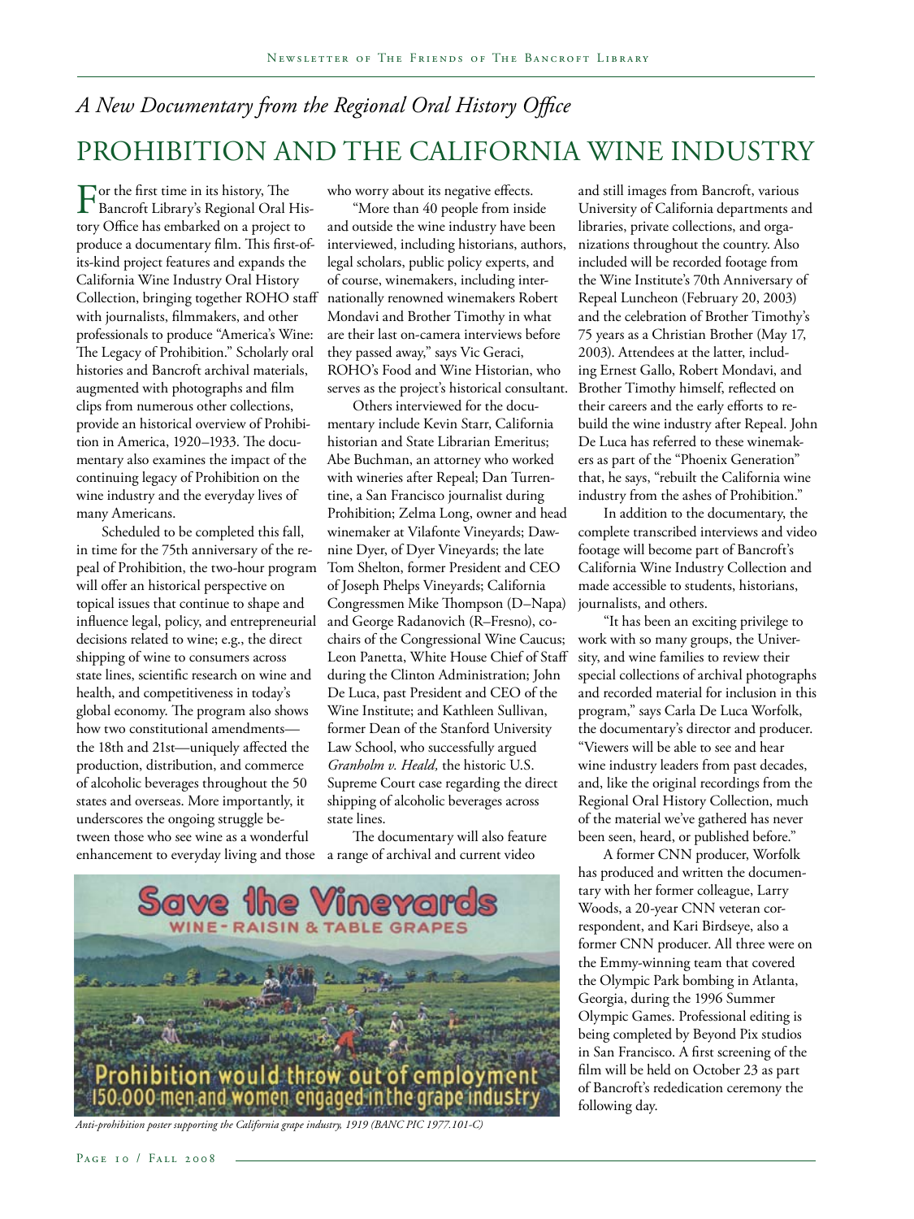## *A New Documentary from the Regional Oral History Office*

# PROHIBITION AND THE CALIFORNIA WINE INDUSTRY

For the first time in its history, The Bancroft Library's Regional Oral History Office has embarked on a project to produce a documentary film. This first-of-its-kind project features and expands the California Wine Industry Oral History Collection, bringing together ROHO staff with journalists, filmmakers, and other professionals to produce "America's Wine: The Legacy of Prohibition." Scholarly oral histories and Bancroft archival materials, augmented with photographs and film clips from numerous other collections, provide an historical overview of Prohibition in America, 1920–1933. The documentary also examines the impact of the continuing legacy of Prohibition on the wine industry and the everyday lives of many Americans.

Scheduled to be completed this fall, in time for the 75th anniversary of the repeal of Prohibition, the two-hour program will offer an historical perspective on topical issues that continue to shape and influence legal, policy, and entrepreneurial decisions related to wine; e.g., the direct shipping of wine to consumers across state lines, scientific research on wine and health, and competitiveness in today's global economy. The program also shows how two constitutional amendments—the 18th and 21st—uniquely affected the production, distribution, and commerce of alcoholic beverages throughout the 50 states and overseas. More importantly, it underscores the ongoing struggle between those who see wine as a wonderful enhancement to everyday living and those who worry about its negative effects.

"More than 40 people from inside and outside the wine industry have been interviewed, including historians, authors, legal scholars, public policy experts, and of course, winemakers, including internationally renowned winemakers Robert Mondavi and Brother Timothy in what are their last on-camera interviews before they passed away," says Vic Geraci, ROHO's Food and Wine Historian, who serves as the project's historical consultant.

Others interviewed for the documentary include Kevin Starr, California historian and State Librarian Emeritus; Abe Buchman, an attorney who worked with wineries after Repeal; Dan Turrentine, a San Francisco journalist during Prohibition; Zelma Long, owner and head winemaker at Vilafonte Vineyards; Dawnine Dyer, of Dyer Vineyards; the late Tom Shelton, former President and CEO of Joseph Phelps Vineyards; California Congressmen Mike Thompson (D–Napa) and George Radanovich (R–Fresno), co-chairs of the Congressional Wine Caucus; Leon Panetta, White House Chief of Staff during the Clinton Administration; John De Luca, past President and CEO of the Wine Institute; and Kathleen Sullivan, former Dean of the Stanford University Law School, who successfully argued *Granholm v. Heald,* the historic U.S. Supreme Court case regarding the direct shipping of alcoholic beverages across state lines.

The documentary will also feature a range of archival and current video and still images from Bancroft, various University of California departments and libraries, private collections, and organizations throughout the country. Also included will be recorded footage from the Wine Institute's 70th Anniversary of Repeal Luncheon (February 20, 2003) and the celebration of Brother Timothy's 75 years as a Christian Brother (May 17, 2003). Attendees at the latter, including Ernest Gallo, Robert Mondavi, and Brother Timothy himself, reflected on their careers and the early efforts to rebuild the wine industry after Repeal. John De Luca has referred to these winemakers as part of the "Phoenix Generation" that, he says, "rebuilt the California wine industry from the ashes of Prohibition."

In addition to the documentary, the complete transcribed interviews and video footage will become part of Bancroft's California Wine Industry Collection and made accessible to students, historians, journalists, and others.

"It has been an exciting privilege to work with so many groups, the University, and wine families to review their special collections of archival photographs and recorded material for inclusion in this program," says Carla De Luca Worfolk, the documentary's director and producer. "Viewers will be able to see and hear wine industry leaders from past decades, and, like the original recordings from the Regional Oral History Collection, much of the material we've gathered has never been seen, heard, or published before."

A former CNN producer, Worfolk has produced and written the documentary with her former colleague, Larry Woods, a 20-year CNN veteran correspondent, and Kari Birdseye, also a former CNN producer. All three were on the Emmy-winning team that covered the Olympic Park bombing in Atlanta, Georgia, during the 1996 Summer Olympic Games. Professional editing is being completed by Beyond Pix studios in San Francisco. A first screening of the film will be held on October 23 as part of Bancroft's rededication ceremony the following day.

*Anti-prohibition poster supporting the California grape industry, 1919 (BANC PIC 1977.101-C)*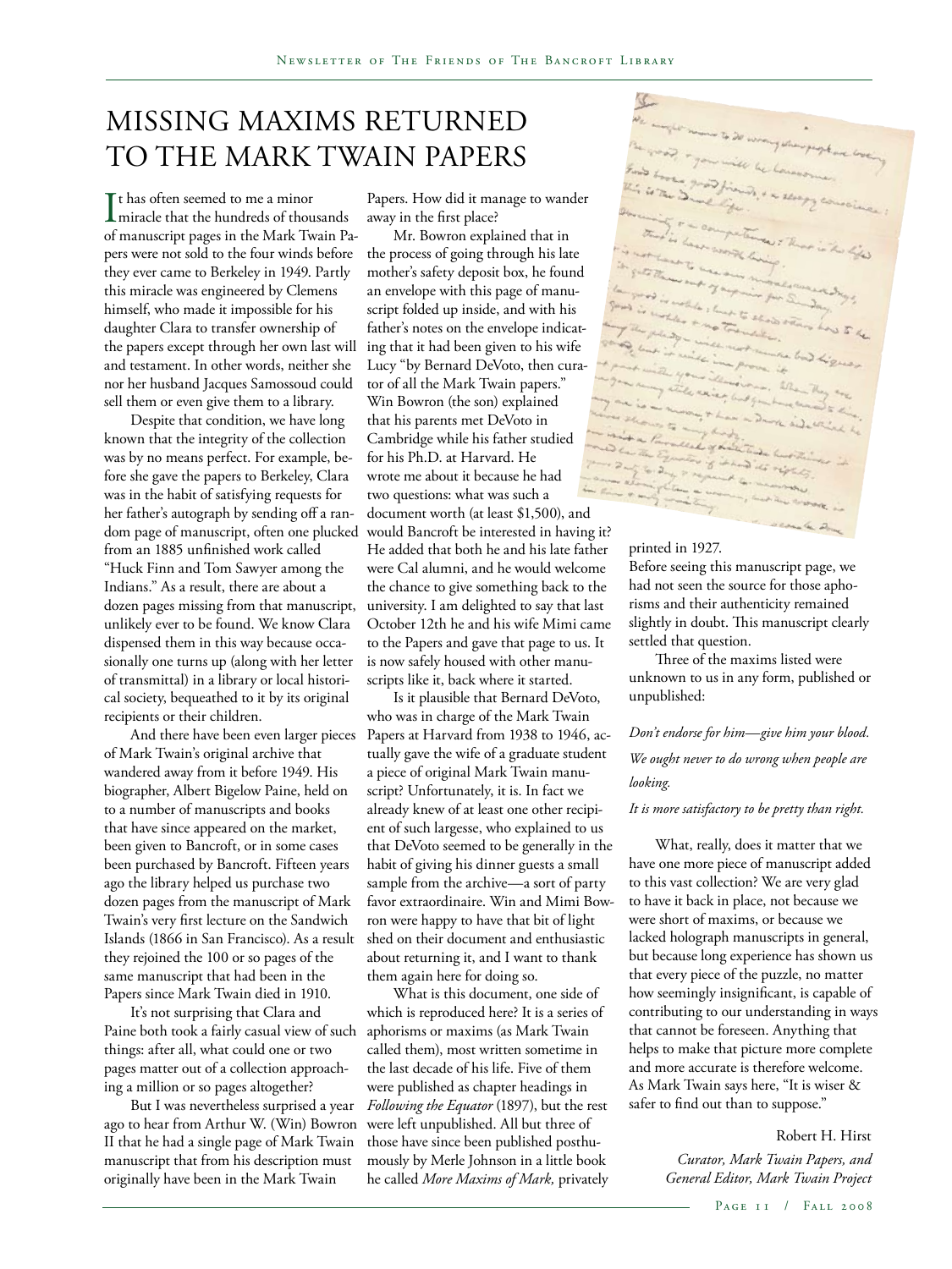# MISSING MAXIMS RETURNED TO THE MARK TWAIN PAPERS

It has often seemed to me a minor miracle that the hundreds of thousands of manuscript pages in the Mark Twain Papers were not sold to the four winds before they ever came to Berkeley in 1949. Partly this miracle was engineered by Clemens himself, who made it impossible for his daughter Clara to transfer ownership of the papers except through her own last will and testament. In other words, neither she nor her husband Jacques Samossoud could sell them or even give them to a library.

Despite that condition, we have long known that the integrity of the collection was by no means perfect. For example, before she gave the papers to Berkeley, Clara was in the habit of satisfying requests for her father's autograph by sending off a random page of manuscript, often one plucked from an 1885 unfinished work called "Huck Finn and Tom Sawyer among the Indians." As a result, there are about a dozen pages missing from that manuscript, unlikely ever to be found. We know Clara dispensed them in this way because occasionally one turns up (along with her letter of transmittal) in a library or local historical society, bequeathed to it by its original recipients or their children.

And there have been even larger pieces of Mark Twain's original archive that wandered away from it before 1949. His biographer, Albert Bigelow Paine, held on to a number of manuscripts and books that have since appeared on the market, been given to Bancroft, or in some cases been purchased by Bancroft. Fifteen years ago the library helped us purchase two dozen pages from the manuscript of Mark Twain's very first lecture on the Sandwich Islands (1866 in San Francisco). As a result they rejoined the 100 or so pages of the same manuscript that had been in the Papers since Mark Twain died in 1910.

It's not surprising that Clara and Paine both took a fairly casual view of such things: after all, what could one or two pages matter out of a collection approaching a million or so pages altogether?

But I was nevertheless surprised a year ago to hear from Arthur W. (Win) Bowron II that he had a single page of Mark Twain manuscript that from his description must originally have been in the Mark Twain Papers. How did it manage to wander away in the first place?

Mr. Bowron explained that in the process of going through his late mother's safety deposit box, he found an envelope with this page of manuscript folded up inside, and with his father's notes on the envelope indicating that it had been given to his wife Lucy "by Bernard DeVoto, then curator of all the Mark Twain papers." Win Bowron (the son) explained that his parents met DeVoto in Cambridge while his father studied for his Ph.D. at Harvard. He wrote me about it because he had two questions: what was such a document worth (at least $1,500), and would Bancroft be interested in having it? He added that both he and his late father were Cal alumni, and he would welcome the chance to give something back to the university. I am delighted to say that last October 12th he and his wife Mimi came to the Papers and gave that page to us. It is now safely housed with other manuscripts like it, back where it started.

Is it plausible that Bernard DeVoto, who was in charge of the Mark Twain Papers at Harvard from 1938 to 1946, actually gave the wife of a graduate student a piece of original Mark Twain manuscript? Unfortunately, it is. In fact we already knew of at least one other recipient of such largesse, who explained to us that DeVoto seemed to be generally in the habit of giving his dinner guests a small sample from the archive—a sort of party favor extraordinaire. Win and Mimi Bowron were happy to have that bit of light shed on their document and enthusiastic about returning it, and I want to thank them again here for doing so.

What is this document, one side of which is reproduced here? It is a series of aphorisms or maxims (as Mark Twain called them), most written sometime in the last decade of his life. Five of them were published as chapter headings in *Following the Equator* (1897), but the rest were left unpublished. All but three of those have since been published posthumously by Merle Johnson in a little book he called *More Maxims of Mark,* privately printed in 1927.

Before seeing this manuscript page, we had not seen the source for those aphorisms and their authenticity remained slightly in doubt. This manuscript clearly settled that question.

Three of the maxims listed were unknown to us in any form, published or unpublished:

*Don't endorse for him—give him your blood.*

*We ought never to do wrong when people are looking.*

*It is more satisfactory to be pretty than right.*

What, really, does it matter that we have one more piece of manuscript added to this vast collection? We are very glad to have it back in place, not because we were short of maxims, or because we lacked holograph manuscripts in general, but because long experience has shown us that every piece of the puzzle, no matter how seemingly insignificant, is capable of contributing to our understanding in ways that cannot be foreseen. Anything that helps to make that picture more complete and more accurate is therefore welcome. As Mark Twain says here, "It is wiser & safer to find out than to suppose."

Robert H. Hirst

*Curator, Mark Twain Papers, and General Editor, Mark Twain Project*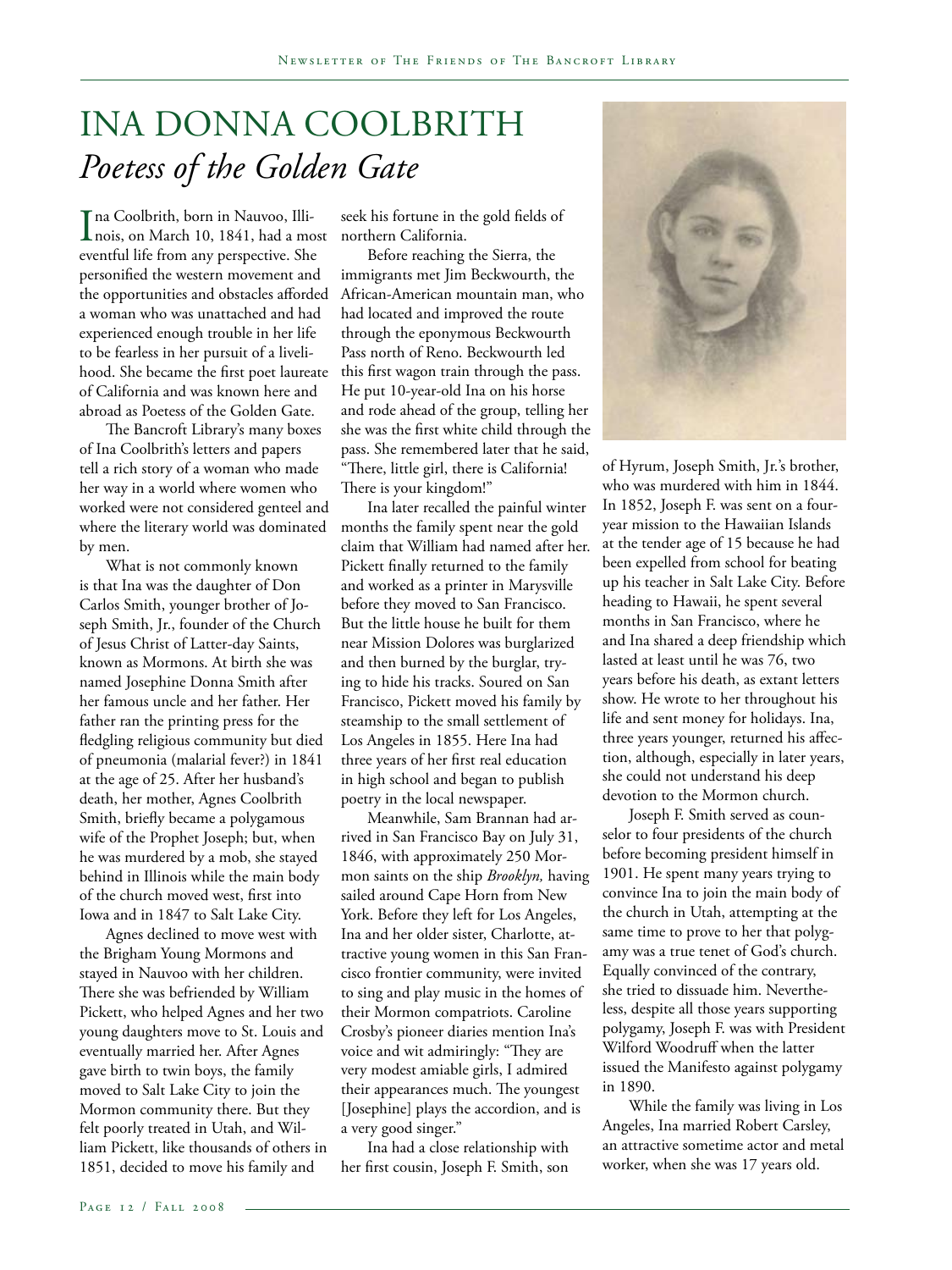# INA DONNA COOLBRITH
## *Poetess of the Golden Gate*

Ina Coolbrith, born in Nauvoo, Illinois, on March 10, 1841, had a most eventful life from any perspective. She personified the western movement and the opportunities and obstacles afforded a woman who was unattached and had experienced enough trouble in her life to be fearless in her pursuit of a livelihood. She became the first poet laureate of California and was known here and abroad as Poetess of the Golden Gate.

The Bancroft Library's many boxes of Ina Coolbrith's letters and papers tell a rich story of a woman who made her way in a world where women who worked were not considered genteel and where the literary world was dominated by men.

What is not commonly known is that Ina was the daughter of Don Carlos Smith, younger brother of Joseph Smith, Jr., founder of the Church of Jesus Christ of Latter-day Saints, known as Mormons. At birth she was named Josephine Donna Smith after her famous uncle and her father. Her father ran the printing press for the fledgling religious community but died of pneumonia (malarial fever?) in 1841 at the age of 25. After her husband's death, her mother, Agnes Coolbrith Smith, briefly became a polygamous wife of the Prophet Joseph; but, when he was murdered by a mob, she stayed behind in Illinois while the main body of the church moved west, first into Iowa and in 1847 to Salt Lake City.

Agnes declined to move west with the Brigham Young Mormons and stayed in Nauvoo with her children. There she was befriended by William Pickett, who helped Agnes and her two young daughters move to St. Louis and eventually married her. After Agnes gave birth to twin boys, the family moved to Salt Lake City to join the Mormon community there. But they felt poorly treated in Utah, and William Pickett, like thousands of others in 1851, decided to move his family and seek his fortune in the gold fields of northern California.

Before reaching the Sierra, the immigrants met Jim Beckwourth, the African-American mountain man, who had located and improved the route through the eponymous Beckwourth Pass north of Reno. Beckwourth led this first wagon train through the pass. He put 10-year-old Ina on his horse and rode ahead of the group, telling her she was the first white child through the pass. She remembered later that he said, "There, little girl, there is California! There is your kingdom!"

Ina later recalled the painful winter months the family spent near the gold claim that William had named after her. Pickett finally returned to the family and worked as a printer in Marysville before they moved to San Francisco. But the little house he built for them near Mission Dolores was burglarized and then burned by the burglar, trying to hide his tracks. Soured on San Francisco, Pickett moved his family by steamship to the small settlement of Los Angeles in 1855. Here Ina had three years of her first real education in high school and began to publish poetry in the local newspaper.

Meanwhile, Sam Brannan had arrived in San Francisco Bay on July 31, 1846, with approximately 250 Mormon saints on the ship *Brooklyn,* having sailed around Cape Horn from New York. Before they left for Los Angeles, Ina and her older sister, Charlotte, attractive young women in this San Francisco frontier community, were invited to sing and play music in the homes of their Mormon compatriots. Caroline Crosby's pioneer diaries mention Ina's voice and wit admiringly: "They are very modest amiable girls, I admired their appearances much. The youngest [Josephine] plays the accordion, and is a very good singer."

Ina had a close relationship with her first cousin, Joseph F. Smith, son of Hyrum, Joseph Smith, Jr.'s brother, who was murdered with him in 1844. In 1852, Joseph F. was sent on a four-year mission to the Hawaiian Islands at the tender age of 15 because he had been expelled from school for beating up his teacher in Salt Lake City. Before heading to Hawaii, he spent several months in San Francisco, where he and Ina shared a deep friendship which lasted at least until he was 76, two years before his death, as extant letters show. He wrote to her throughout his life and sent money for holidays. Ina, three years younger, returned his affection, although, especially in later years, she could not understand his deep devotion to the Mormon church.

Joseph F. Smith served as counselor to four presidents of the church before becoming president himself in 1901. He spent many years trying to convince Ina to join the main body of the church in Utah, attempting at the same time to prove to her that polygamy was a true tenet of God's church. Equally convinced of the contrary, she tried to dissuade him. Nevertheless, despite all those years supporting polygamy, Joseph F. was with President Wilford Woodruff when the latter issued the Manifesto against polygamy in 1890.

While the family was living in Los Angeles, Ina married Robert Carsley, an attractive sometime actor and metal worker, when she was 17 years old.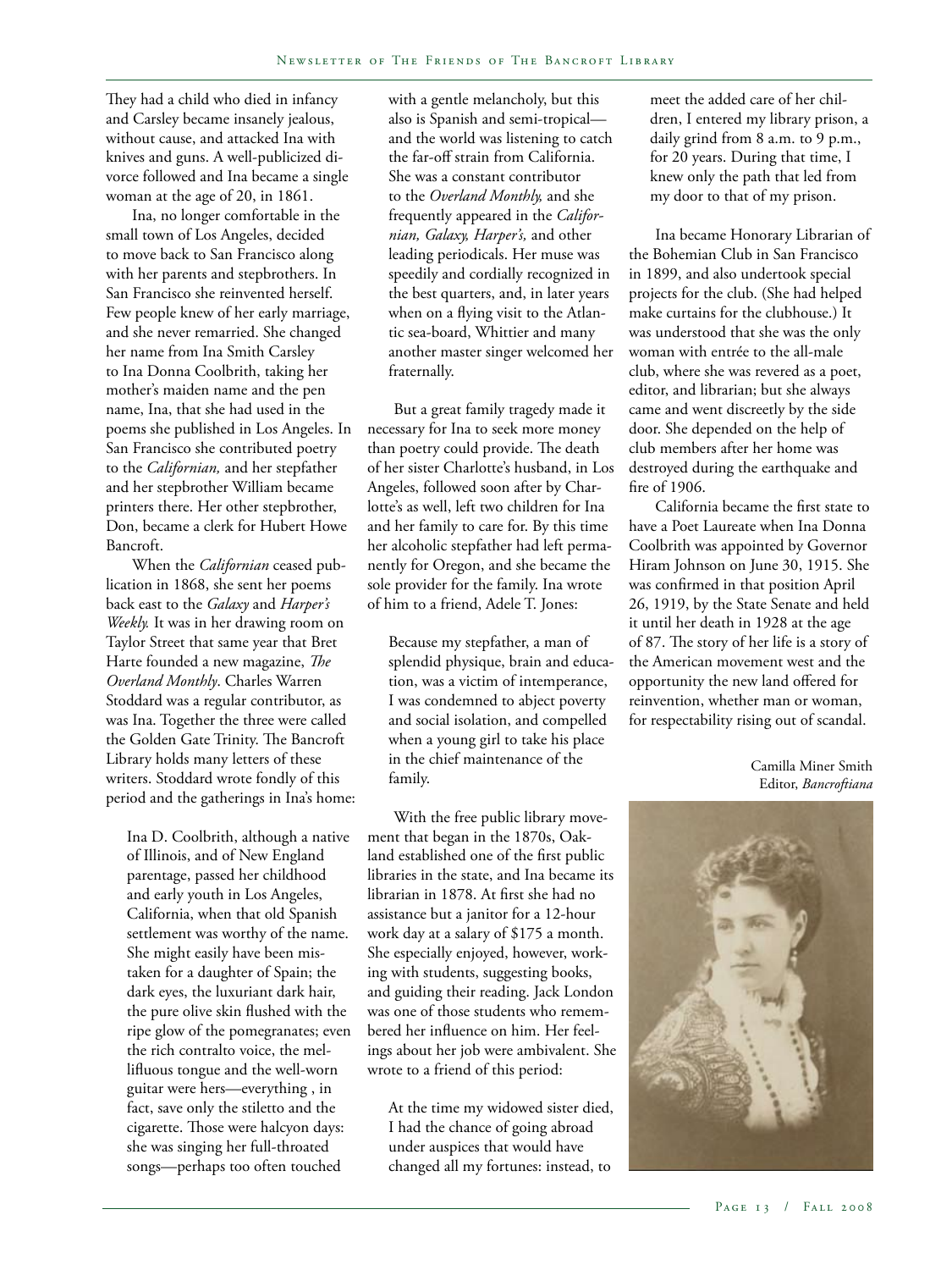They had a child who died in infancy and Carsley became insanely jealous, without cause, and attacked Ina with knives and guns. A well-publicized divorce followed and Ina became a single woman at the age of 20, in 1861.

Ina, no longer comfortable in the small town of Los Angeles, decided to move back to San Francisco along with her parents and stepbrothers. In San Francisco she reinvented herself. Few people knew of her early marriage, and she never remarried. She changed her name from Ina Smith Carsley to Ina Donna Coolbrith, taking her mother's maiden name and the pen name, Ina, that she had used in the poems she published in Los Angeles. In San Francisco she contributed poetry to the *Californian,* and her stepfather and her stepbrother William became printers there. Her other stepbrother, Don, became a clerk for Hubert Howe Bancroft.

When the *Californian* ceased publication in 1868, she sent her poems back east to the *Galaxy* and *Harper's Weekly.* It was in her drawing room on Taylor Street that same year that Bret Harte founded a new magazine, *The Overland Monthly*. Charles Warren Stoddard was a regular contributor, as was Ina. Together the three were called the Golden Gate Trinity. The Bancroft Library holds many letters of these writers. Stoddard wrote fondly of this period and the gatherings in Ina's home:

> Ina D. Coolbrith, although a native of Illinois, and of New England parentage, passed her childhood and early youth in Los Angeles, California, when that old Spanish settlement was worthy of the name. She might easily have been mistaken for a daughter of Spain; the dark eyes, the luxuriant dark hair, the pure olive skin flushed with the ripe glow of the pomegranates; even the rich contralto voice, the mellifluous tongue and the well-worn guitar were hers—everything , in fact, save only the stiletto and the cigarette. Those were halcyon days: she was singing her full-throated songs—perhaps too often touched with a gentle melancholy, but this also is Spanish and semi-tropical—and the world was listening to catch the far-off strain from California. She was a constant contributor to the *Overland Monthly,* and she frequently appeared in the *Californian, Galaxy, Harper's,* and other leading periodicals. Her muse was speedily and cordially recognized in the best quarters, and, in later years when on a flying visit to the Atlantic sea-board, Whittier and many another master singer welcomed her fraternally.

But a great family tragedy made it necessary for Ina to seek more money than poetry could provide. The death of her sister Charlotte's husband, in Los Angeles, followed soon after by Charlotte's as well, left two children for Ina and her family to care for. By this time her alcoholic stepfather had left permanently for Oregon, and she became the sole provider for the family. Ina wrote of him to a friend, Adele T. Jones:

> Because my stepfather, a man of splendid physique, brain and education, was a victim of intemperance, I was condemned to abject poverty and social isolation, and compelled when a young girl to take his place in the chief maintenance of the family.

With the free public library movement that began in the 1870s, Oakland established one of the first public libraries in the state, and Ina became its librarian in 1878. At first she had no assistance but a janitor for a 12-hour work day at a salary of $175 a month. She especially enjoyed, however, working with students, suggesting books, and guiding their reading. Jack London was one of those students who remembered her influence on him. Her feelings about her job were ambivalent. She wrote to a friend of this period:

> At the time my widowed sister died, I had the chance of going abroad under auspices that would have changed all my fortunes: instead, to meet the added care of her children, I entered my library prison, a daily grind from 8 a.m. to 9 p.m., for 20 years. During that time, I knew only the path that led from my door to that of my prison.

Ina became Honorary Librarian of the Bohemian Club in San Francisco in 1899, and also undertook special projects for the club. (She had helped make curtains for the clubhouse.) It was understood that she was the only woman with entrée to the all-male club, where she was revered as a poet, editor, and librarian; but she always came and went discreetly by the side door. She depended on the help of club members after her home was destroyed during the earthquake and fire of 1906.

California became the first state to have a Poet Laureate when Ina Donna Coolbrith was appointed by Governor Hiram Johnson on June 30, 1915. She was confirmed in that position April 26, 1919, by the State Senate and held it until her death in 1928 at the age of 87. The story of her life is a story of the American movement west and the opportunity the new land offered for reinvention, whether man or woman, for respectability rising out of scandal.

Camilla Miner Smith
Editor, *Bancroftiana*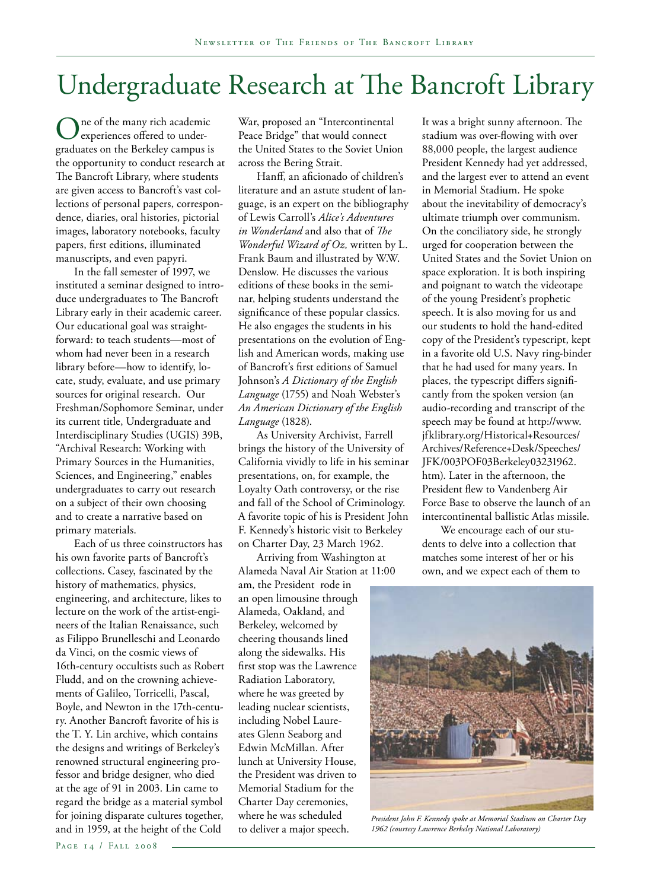# Undergraduate Research at The Bancroft Library

One of the many rich academic experiences offered to undergraduates on the Berkeley campus is the opportunity to conduct research at The Bancroft Library, where students are given access to Bancroft's vast collections of personal papers, correspondence, diaries, oral histories, pictorial images, laboratory notebooks, faculty papers, first editions, illuminated manuscripts, and even papyri.

In the fall semester of 1997, we instituted a seminar designed to introduce undergraduates to The Bancroft Library early in their academic career. Our educational goal was straightforward: to teach students—most of whom had never been in a research library before—how to identify, locate, study, evaluate, and use primary sources for original research. Our Freshman/Sophomore Seminar, under its current title, Undergraduate and Interdisciplinary Studies (UGIS) 39B, "Archival Research: Working with Primary Sources in the Humanities, Sciences, and Engineering," enables undergraduates to carry out research on a subject of their own choosing and to create a narrative based on primary materials.

Each of us three coinstructors has his own favorite parts of Bancroft's collections. Casey, fascinated by the history of mathematics, physics, engineering, and architecture, likes to lecture on the work of the artist-engineers of the Italian Renaissance, such as Filippo Brunelleschi and Leonardo da Vinci, on the cosmic views of 16th-century occultists such as Robert Fludd, and on the crowning achievements of Galileo, Torricelli, Pascal, Boyle, and Newton in the 17th-century. Another Bancroft favorite of his is the T. Y. Lin archive, which contains the designs and writings of Berkeley's renowned structural engineering professor and bridge designer, who died at the age of 91 in 2003. Lin came to regard the bridge as a material symbol for joining disparate cultures together, and in 1959, at the height of the Cold War, proposed an "Intercontinental Peace Bridge" that would connect the United States to the Soviet Union across the Bering Strait.

Hanff, an aficionado of children's literature and an astute student of language, is an expert on the bibliography of Lewis Carroll's *Alice's Adventures in Wonderland* and also that of *The Wonderful Wizard of Oz,* written by L. Frank Baum and illustrated by W.W. Denslow. He discusses the various editions of these books in the seminar, helping students understand the significance of these popular classics. He also engages the students in his presentations on the evolution of English and American words, making use of Bancroft's first editions of Samuel Johnson's *A Dictionary of the English Language* (1755) and Noah Webster's *An American Dictionary of the English Language* (1828).

As University Archivist, Farrell brings the history of the University of California vividly to life in his seminar presentations, on, for example, the Loyalty Oath controversy, or the rise and fall of the School of Criminology. A favorite topic of his is President John F. Kennedy's historic visit to Berkeley on Charter Day, 23 March 1962.

Arriving from Washington at Alameda Naval Air Station at 11:00 am, the President rode in an open limousine through Alameda, Oakland, and Berkeley, welcomed by cheering thousands lined along the sidewalks. His first stop was the Lawrence Radiation Laboratory, where he was greeted by leading nuclear scientists, including Nobel Laureates Glenn Seaborg and Edwin McMillan. After lunch at University House, the President was driven to Memorial Stadium for the Charter Day ceremonies, where he was scheduled to deliver a major speech.

It was a bright sunny afternoon. The stadium was over-flowing with over 88,000 people, the largest audience President Kennedy had yet addressed, and the largest ever to attend an event in Memorial Stadium. He spoke about the inevitability of democracy's ultimate triumph over communism. On the conciliatory side, he strongly urged for cooperation between the United States and the Soviet Union on space exploration. It is both inspiring and poignant to watch the videotape of the young President's prophetic speech. It is also moving for us and our students to hold the hand-edited copy of the President's typescript, kept in a favorite old U.S. Navy ring-binder that he had used for many years. In places, the typescript differs significantly from the spoken version (an audio-recording and transcript of the speech may be found at http://www.jfklibrary.org/Historical+Resources/Archives/Reference+Desk/Speeches/JFK/003POF03Berkeley03231962.htm). Later in the afternoon, the President flew to Vandenberg Air Force Base to observe the launch of an intercontinental ballistic Atlas missile.

We encourage each of our students to delve into a collection that matches some interest of her or his own, and we expect each of them to

*President John F. Kennedy spoke at Memorial Stadium on Charter Day 1962 (courtesy Lawrence Berkeley National Laboratory)*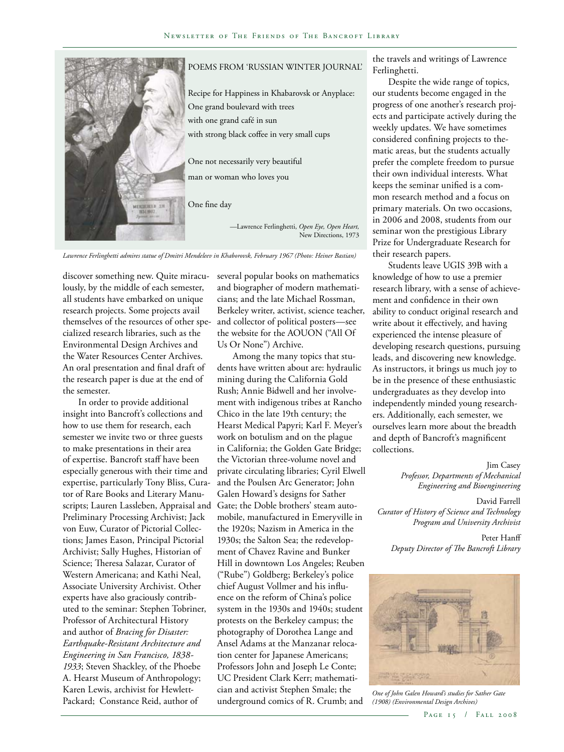POEMS FROM 'RUSSIAN WINTER JOURNAL'

Recipe for Happiness in Khabarovsk or Anyplace:
One grand boulevard with trees
with one grand café in sun
with strong black coffee in very small cups

One not necessarily very beautiful
man or woman who loves you

One fine day

—Lawrence Ferlinghetti, *Open Eye, Open Heart,* New Directions, 1973

*Lawrence Ferlinghetti admires statue of Dmitri Mendeleev in Khaborovsk, February 1967 (Photo: Heiner Bastian)*

discover something new. Quite miraculously, by the middle of each semester, all students have embarked on unique research projects. Some projects avail themselves of the resources of other specialized research libraries, such as the Environmental Design Archives and the Water Resources Center Archives. An oral presentation and final draft of the research paper is due at the end of the semester.

In order to provide additional insight into Bancroft's collections and how to use them for research, each semester we invite two or three guests to make presentations in their area of expertise. Bancroft staff have been especially generous with their time and expertise, particularly Tony Bliss, Curator of Rare Books and Literary Manuscripts; Lauren Lassleben, Appraisal and Preliminary Processing Archivist; Jack von Euw, Curator of Pictorial Collections; James Eason, Principal Pictorial Archivist; Sally Hughes, Historian of Science; Theresa Salazar, Curator of Western Americana; and Kathi Neal, Associate University Archivist. Other experts have also graciously contributed to the seminar: Stephen Tobriner, Professor of Architectural History and author of *Bracing for Disaster: Earthquake-Resistant Architecture and Engineering in San Francisco, 1838-1933*; Steven Shackley, of the Phoebe A. Hearst Museum of Anthropology; Karen Lewis, archivist for Hewlett-Packard; Constance Reid, author of several popular books on mathematics and biographer of modern mathematicians; and the late Michael Rossman, Berkeley writer, activist, science teacher, and collector of political posters—see the website for the AOUON ("All Of Us Or None") Archive.

Among the many topics that students have written about are: hydraulic mining during the California Gold Rush; Annie Bidwell and her involvement with indigenous tribes at Rancho Chico in the late 19th century; the Hearst Medical Papyri; Karl F. Meyer's work on botulism and on the plague in California; the Golden Gate Bridge; the Victorian three-volume novel and private circulating libraries; Cyril Elwell and the Poulsen Arc Generator; John Galen Howard's designs for Sather Gate; the Doble brothers' steam automobile, manufactured in Emeryville in the 1920s; Nazism in America in the 1930s; the Salton Sea; the redevelopment of Chavez Ravine and Bunker Hill in downtown Los Angeles; Reuben ("Rube") Goldberg; Berkeley's police chief August Vollmer and his influence on the reform of China's police system in the 1930s and 1940s; student protests on the Berkeley campus; the photography of Dorothea Lange and Ansel Adams at the Manzanar relocation center for Japanese Americans; Professors John and Joseph Le Conte; UC President Clark Kerr; mathematician and activist Stephen Smale; the underground comics of R. Crumb; and the travels and writings of Lawrence Ferlinghetti.

Despite the wide range of topics, our students become engaged in the progress of one another's research projects and participate actively during the weekly updates. We have sometimes considered confining projects to thematic areas, but the students actually prefer the complete freedom to pursue their own individual interests. What keeps the seminar unified is a common research method and a focus on primary materials. On two occasions, in 2006 and 2008, students from our seminar won the prestigious Library Prize for Undergraduate Research for their research papers.

Students leave UGIS 39B with a knowledge of how to use a premier research library, with a sense of achievement and confidence in their own ability to conduct original research and write about it effectively, and having experienced the intense pleasure of developing research questions, pursuing leads, and discovering new knowledge. As instructors, it brings us much joy to be in the presence of these enthusiastic undergraduates as they develop into independently minded young researchers. Additionally, each semester, we ourselves learn more about the breadth and depth of Bancroft's magnificent collections.

Jim Casey
*Professor, Departments of Mechanical Engineering and Bioengineering*

David Farrell
*Curator of History of Science and Technology Program and University Archivist*

Peter Hanff
*Deputy Director of The Bancroft Library*

*One of John Galen Howard's studies for Sather Gate (1908) (Environmental Design Archives)*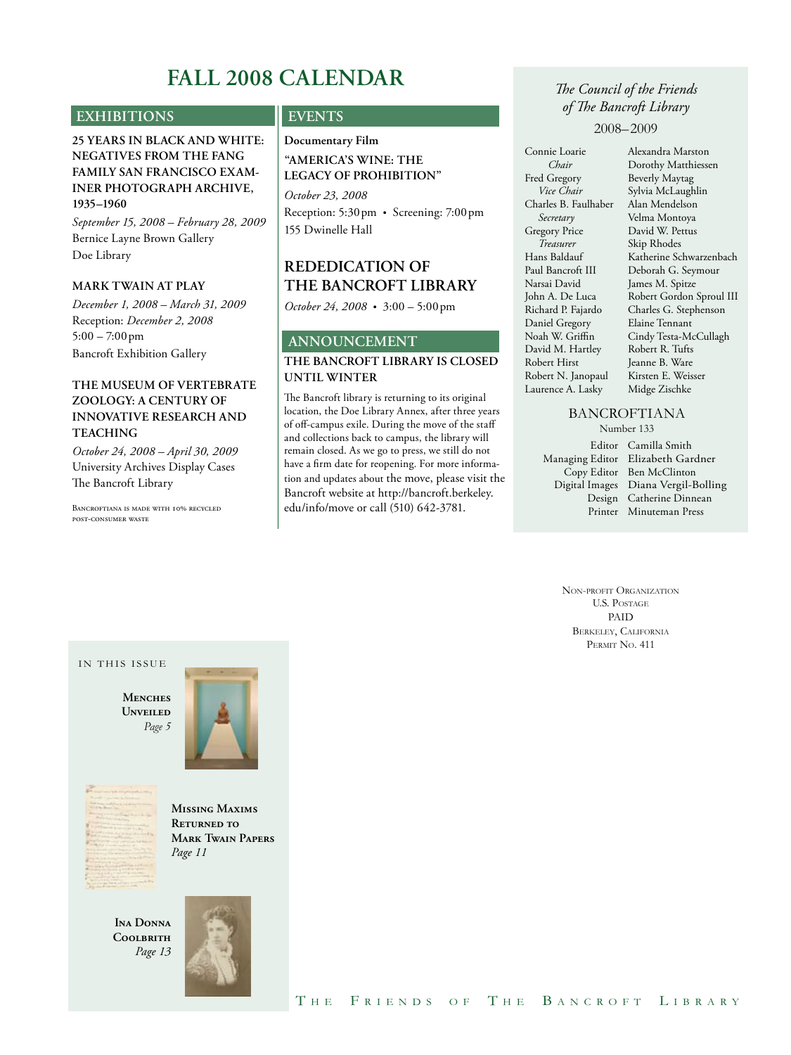# FALL 2008 CALENDAR

## EXHIBITIONS

**25 YEARS IN BLACK AND WHITE: NEGATIVES FROM THE FANG FAMILY SAN FRANCISCO EXAMINER PHOTOGRAPH ARCHIVE, 1935–1960**

*September 15, 2008 – February 28, 2009*
Bernice Layne Brown Gallery
Doe Library

**MARK TWAIN AT PLAY**

*December 1, 2008 – March 31, 2009*
Reception: *December 2, 2008*
5:00 – 7:00 pm
Bancroft Exhibition Gallery

**THE MUSEUM OF VERTEBRATE ZOOLOGY: A CENTURY OF INNOVATIVE RESEARCH AND TEACHING**

*October 24, 2008 – April 30, 2009*
University Archives Display Cases
The Bancroft Library

Bancroftiana is made with 10% recycled post-consumer waste

## EVENTS

**Documentary Film**

**"AMERICA'S WINE: THE LEGACY OF PROHIBITION"**

*October 23, 2008*
Reception: 5:30 pm • Screening: 7:00 pm
155 Dwinelle Hall

### REDEDICATION OF THE BANCROFT LIBRARY

*October 24, 2008* • 3:00 – 5:00 pm

## ANNOUNCEMENT

**THE BANCROFT LIBRARY IS CLOSED UNTIL WINTER**

The Bancroft library is returning to its original location, the Doe Library Annex, after three years of off-campus exile. During the move of the staff and collections back to campus, the library will remain closed. As we go to press, we still do not have a firm date for reopening. For more information and updates about the move, please visit the Bancroft website at http://bancroft.berkeley.edu/info/move or call (510) 642-3781.

*The Council of the Friends of The Bancroft Library*

2008–2009

Connie Loarie, *Chair*
Fred Gregory, *Vice Chair*
Charles B. Faulhaber, *Secretary*
Gregory Price, *Treasurer*
Hans Baldauf
Paul Bancroft III
Narsai David
John A. De Luca
Richard P. Fajardo
Daniel Gregory
Noah W. Griffin
David M. Hartley
Robert Hirst
Robert N. Janopaul
Laurence A. Lasky
Alexandra Marston
Dorothy Matthiessen
Beverly Maytag
Sylvia McLaughlin
Alan Mendelson
Velma Montoya
David W. Pettus
Skip Rhodes
Katherine Schwarzenbach
Deborah G. Seymour
James M. Spitze
Robert Gordon Sproul III
Charles G. Stephenson
Elaine Tennant
Cindy Testa-McCullagh
Robert R. Tufts
Jeanne B. Ware
Kirsten E. Weisser
Midge Zischke

BANCROFTIANA

Number 133

| | |
|---|---|
| Editor | Camilla Smith |
| Managing Editor | Elizabeth Gardner |
| Copy Editor | Ben McClinton |
| Digital Images | Diana Vergil-Bolling |
| Design | Catherine Dinnean |
| Printer | Minuteman Press |

Non-profit Organization
U.S. Postage
PAID
Berkeley, California
Permit No. 411

IN THIS ISSUE

**Menches Unveiled**
*Page 5*

**Missing Maxims Returned to Mark Twain Papers**
*Page 11*

**Ina Donna Coolbrith**
*Page 13*

The Friends of The Bancroft Library